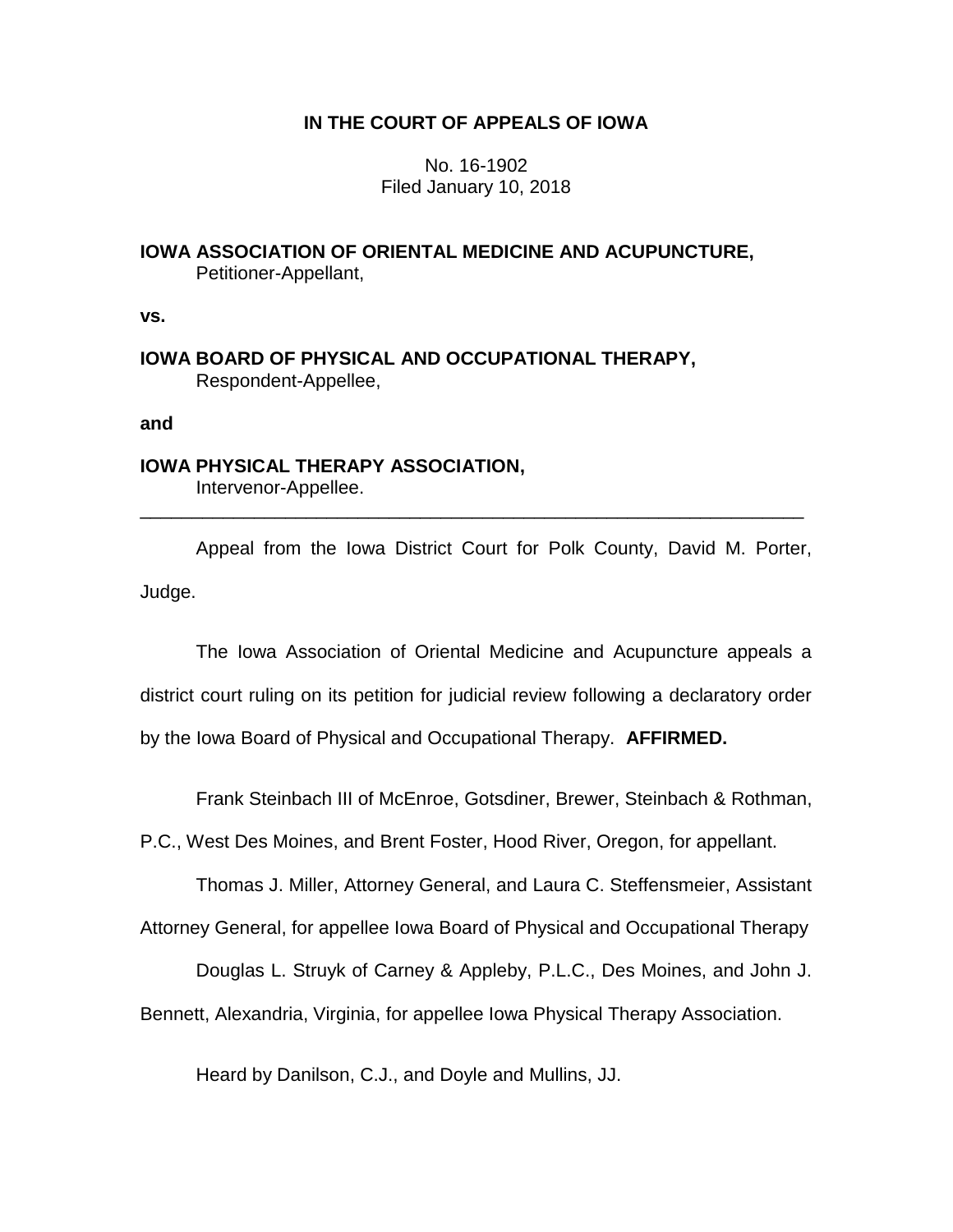**IN THE COURT OF APPEALS OF IOWA**

No. 16-1902
Filed January 10, 2018

**IOWA ASSOCIATION OF ORIENTAL MEDICINE AND ACUPUNCTURE,**
Petitioner-Appellant,

**vs.**

**IOWA BOARD OF PHYSICAL AND OCCUPATIONAL THERAPY,**
Respondent-Appellee,

**and**

**IOWA PHYSICAL THERAPY ASSOCIATION,**
Intervenor-Appellee.

---

Appeal from the Iowa District Court for Polk County, David M. Porter, Judge.

The Iowa Association of Oriental Medicine and Acupuncture appeals a district court ruling on its petition for judicial review following a declaratory order by the Iowa Board of Physical and Occupational Therapy. **AFFIRMED.**

Frank Steinbach III of McEnroe, Gotsdiner, Brewer, Steinbach & Rothman, P.C., West Des Moines, and Brent Foster, Hood River, Oregon, for appellant.

Thomas J. Miller, Attorney General, and Laura C. Steffensmeier, Assistant Attorney General, for appellee Iowa Board of Physical and Occupational Therapy

Douglas L. Struyk of Carney & Appleby, P.L.C., Des Moines, and John J. Bennett, Alexandria, Virginia, for appellee Iowa Physical Therapy Association.

Heard by Danilson, C.J., and Doyle and Mullins, JJ.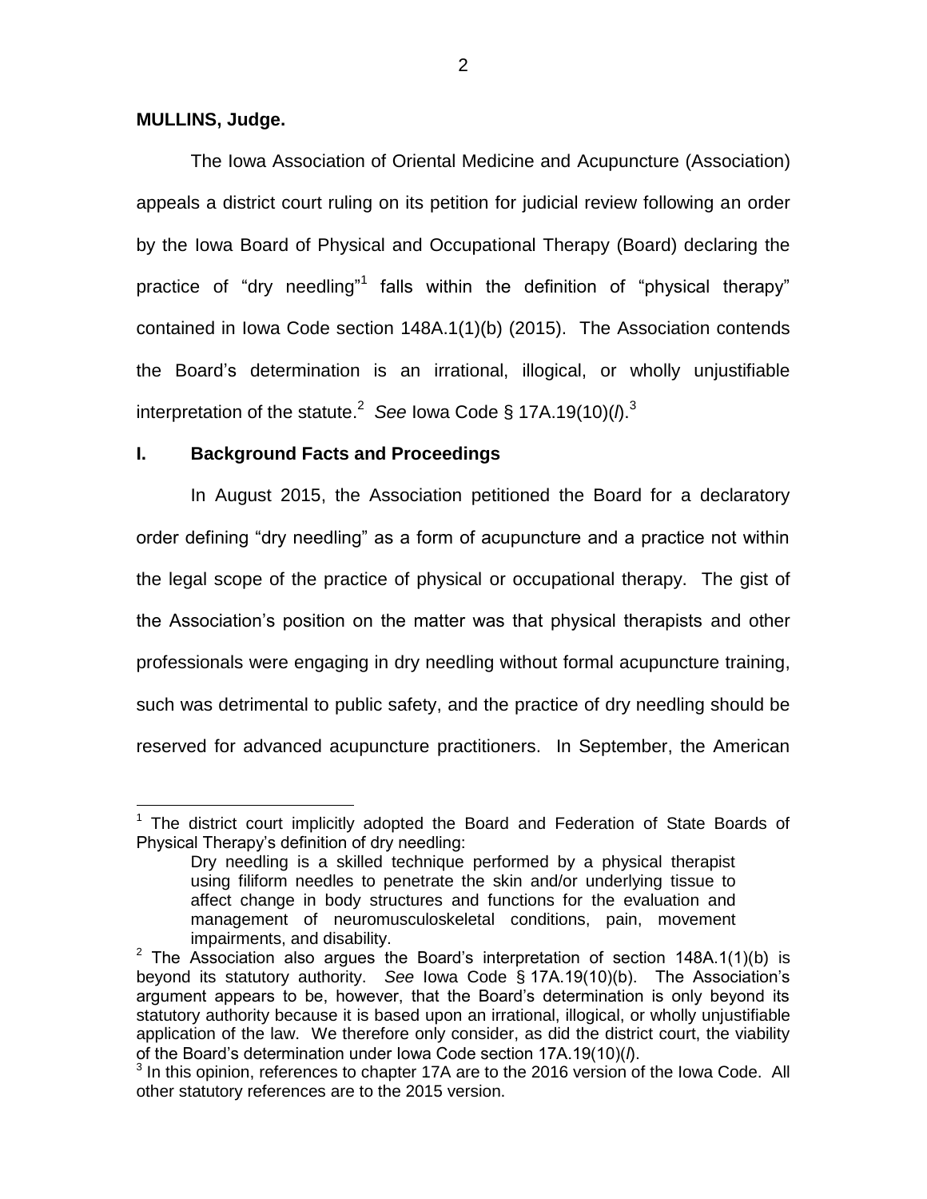**MULLINS, Judge.**

The Iowa Association of Oriental Medicine and Acupuncture (Association) appeals a district court ruling on its petition for judicial review following an order by the Iowa Board of Physical and Occupational Therapy (Board) declaring the practice of "dry needling"[1] falls within the definition of "physical therapy" contained in Iowa Code section 148A.1(1)(b) (2015). The Association contends the Board's determination is an irrational, illogical, or wholly unjustifiable interpretation of the statute.[2] *See* Iowa Code § 17A.19(10)(*l*).[3]

## I. Background Facts and Proceedings

In August 2015, the Association petitioned the Board for a declaratory order defining "dry needling" as a form of acupuncture and a practice not within the legal scope of the practice of physical or occupational therapy. The gist of the Association's position on the matter was that physical therapists and other professionals were engaging in dry needling without formal acupuncture training, such was detrimental to public safety, and the practice of dry needling should be reserved for advanced acupuncture practitioners. In September, the American

---

[1] The district court implicitly adopted the Board and Federation of State Boards of Physical Therapy's definition of dry needling:

> Dry needling is a skilled technique performed by a physical therapist using filiform needles to penetrate the skin and/or underlying tissue to affect change in body structures and functions for the evaluation and management of neuromusculoskeletal conditions, pain, movement impairments, and disability.

[2] The Association also argues the Board's interpretation of section 148A.1(1)(b) is beyond its statutory authority. *See* Iowa Code § 17A.19(10)(b). The Association's argument appears to be, however, that the Board's determination is only beyond its statutory authority because it is based upon an irrational, illogical, or wholly unjustifiable application of the law. We therefore only consider, as did the district court, the viability of the Board's determination under Iowa Code section 17A.19(10)(*l*).

[3] In this opinion, references to chapter 17A are to the 2016 version of the Iowa Code. All other statutory references are to the 2015 version.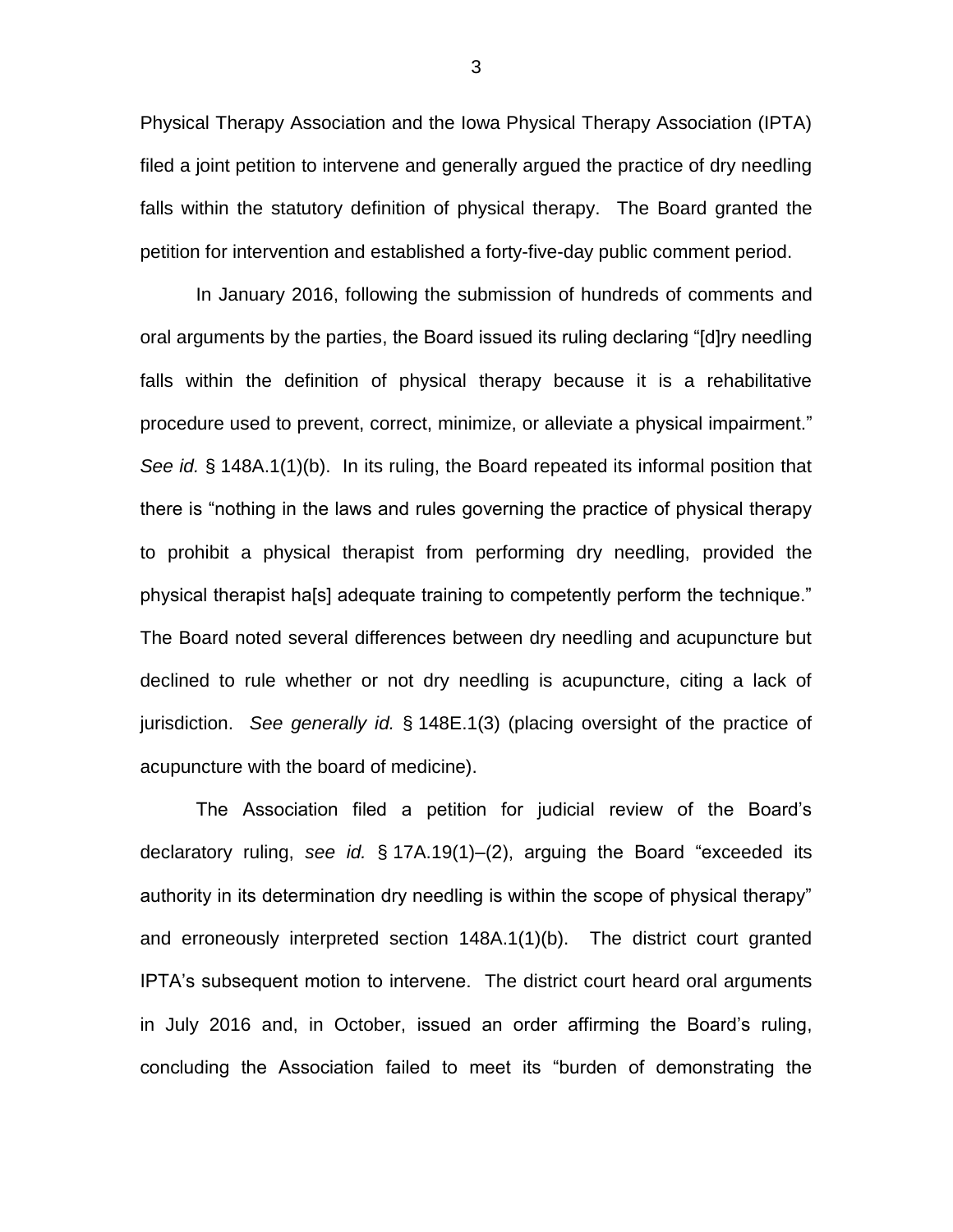Physical Therapy Association and the Iowa Physical Therapy Association (IPTA) filed a joint petition to intervene and generally argued the practice of dry needling falls within the statutory definition of physical therapy. The Board granted the petition for intervention and established a forty-five-day public comment period.

In January 2016, following the submission of hundreds of comments and oral arguments by the parties, the Board issued its ruling declaring "[d]ry needling falls within the definition of physical therapy because it is a rehabilitative procedure used to prevent, correct, minimize, or alleviate a physical impairment." *See id.* § 148A.1(1)(b). In its ruling, the Board repeated its informal position that there is "nothing in the laws and rules governing the practice of physical therapy to prohibit a physical therapist from performing dry needling, provided the physical therapist ha[s] adequate training to competently perform the technique." The Board noted several differences between dry needling and acupuncture but declined to rule whether or not dry needling is acupuncture, citing a lack of jurisdiction. *See generally id.* § 148E.1(3) (placing oversight of the practice of acupuncture with the board of medicine).

The Association filed a petition for judicial review of the Board's declaratory ruling, *see id.* § 17A.19(1)–(2), arguing the Board "exceeded its authority in its determination dry needling is within the scope of physical therapy" and erroneously interpreted section 148A.1(1)(b). The district court granted IPTA's subsequent motion to intervene. The district court heard oral arguments in July 2016 and, in October, issued an order affirming the Board's ruling, concluding the Association failed to meet its "burden of demonstrating the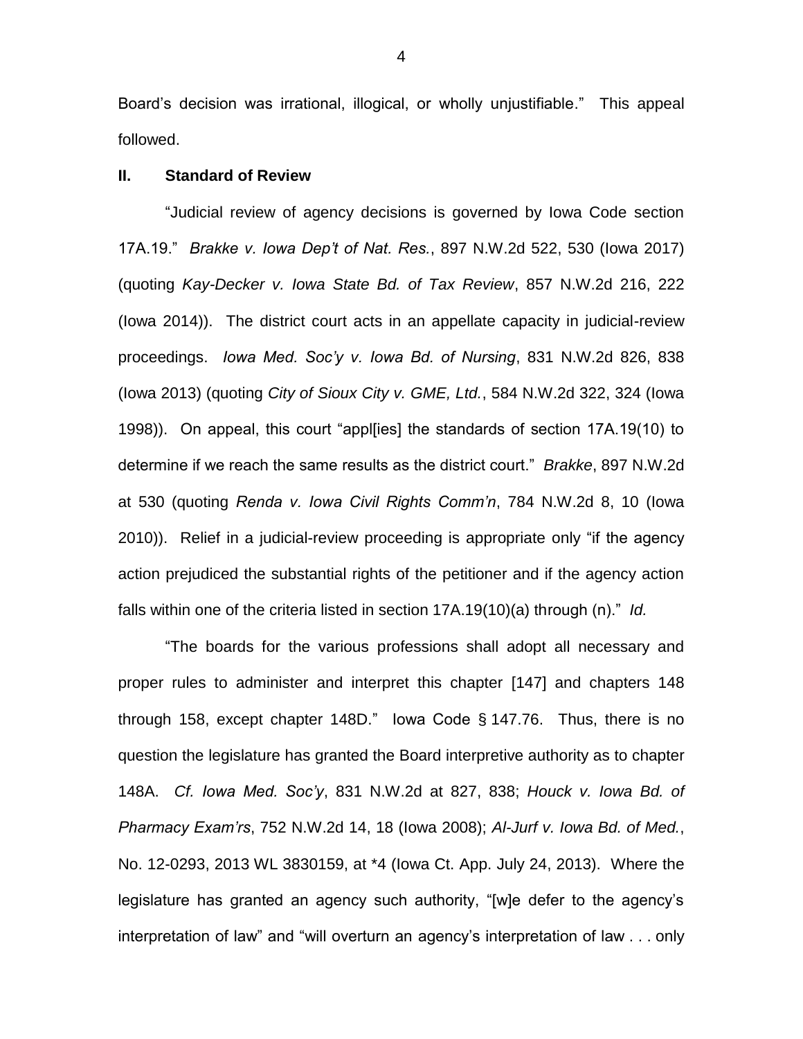Board's decision was irrational, illogical, or wholly unjustifiable." This appeal followed.

## II. Standard of Review

"Judicial review of agency decisions is governed by Iowa Code section 17A.19." *Brakke v. Iowa Dep't of Nat. Res.*, 897 N.W.2d 522, 530 (Iowa 2017) (quoting *Kay-Decker v. Iowa State Bd. of Tax Review*, 857 N.W.2d 216, 222 (Iowa 2014)). The district court acts in an appellate capacity in judicial-review proceedings. *Iowa Med. Soc'y v. Iowa Bd. of Nursing*, 831 N.W.2d 826, 838 (Iowa 2013) (quoting *City of Sioux City v. GME, Ltd.*, 584 N.W.2d 322, 324 (Iowa 1998)). On appeal, this court "appl[ies] the standards of section 17A.19(10) to determine if we reach the same results as the district court." *Brakke*, 897 N.W.2d at 530 (quoting *Renda v. Iowa Civil Rights Comm'n*, 784 N.W.2d 8, 10 (Iowa 2010)). Relief in a judicial-review proceeding is appropriate only "if the agency action prejudiced the substantial rights of the petitioner and if the agency action falls within one of the criteria listed in section 17A.19(10)(a) through (n)." *Id.*

"The boards for the various professions shall adopt all necessary and proper rules to administer and interpret this chapter [147] and chapters 148 through 158, except chapter 148D." Iowa Code § 147.76. Thus, there is no question the legislature has granted the Board interpretive authority as to chapter 148A. *Cf. Iowa Med. Soc'y*, 831 N.W.2d at 827, 838; *Houck v. Iowa Bd. of Pharmacy Exam'rs*, 752 N.W.2d 14, 18 (Iowa 2008); *Al-Jurf v. Iowa Bd. of Med.*, No. 12-0293, 2013 WL 3830159, at *4 (Iowa Ct. App. July 24, 2013). Where the legislature has granted an agency such authority, "[w]e defer to the agency's interpretation of law" and "will overturn an agency's interpretation of law . . . only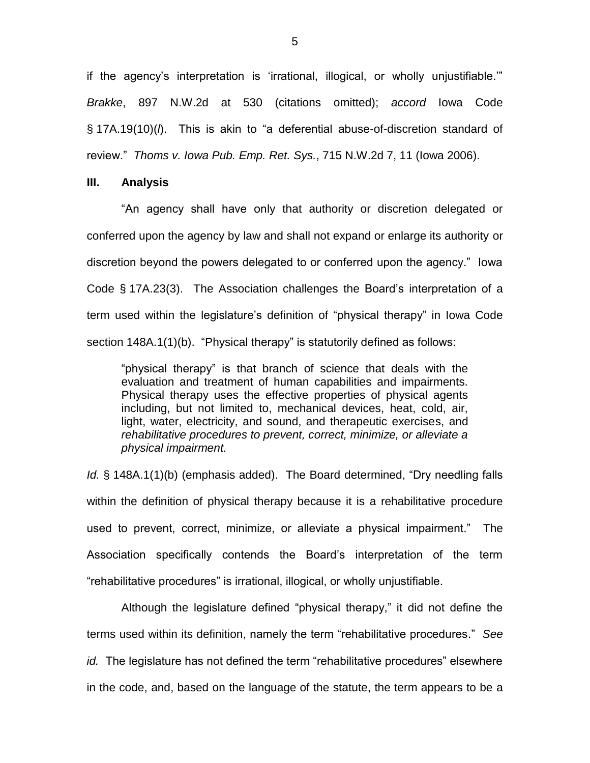if the agency's interpretation is 'irrational, illogical, or wholly unjustifiable.'" *Brakke*, 897 N.W.2d at 530 (citations omitted); *accord* Iowa Code § 17A.19(10)(*l*). This is akin to "a deferential abuse-of-discretion standard of review." *Thoms v. Iowa Pub. Emp. Ret. Sys.*, 715 N.W.2d 7, 11 (Iowa 2006).

## III. Analysis

"An agency shall have only that authority or discretion delegated or conferred upon the agency by law and shall not expand or enlarge its authority or discretion beyond the powers delegated to or conferred upon the agency." Iowa Code § 17A.23(3). The Association challenges the Board's interpretation of a term used within the legislature's definition of "physical therapy" in Iowa Code section 148A.1(1)(b). "Physical therapy" is statutorily defined as follows:

> "physical therapy" is that branch of science that deals with the evaluation and treatment of human capabilities and impairments. Physical therapy uses the effective properties of physical agents including, but not limited to, mechanical devices, heat, cold, air, light, water, electricity, and sound, and therapeutic exercises, and *rehabilitative procedures to prevent, correct, minimize, or alleviate a physical impairment.*

*Id.* § 148A.1(1)(b) (emphasis added). The Board determined, "Dry needling falls within the definition of physical therapy because it is a rehabilitative procedure used to prevent, correct, minimize, or alleviate a physical impairment." The Association specifically contends the Board's interpretation of the term "rehabilitative procedures" is irrational, illogical, or wholly unjustifiable.

Although the legislature defined "physical therapy," it did not define the terms used within its definition, namely the term "rehabilitative procedures." *See id.* The legislature has not defined the term "rehabilitative procedures" elsewhere in the code, and, based on the language of the statute, the term appears to be a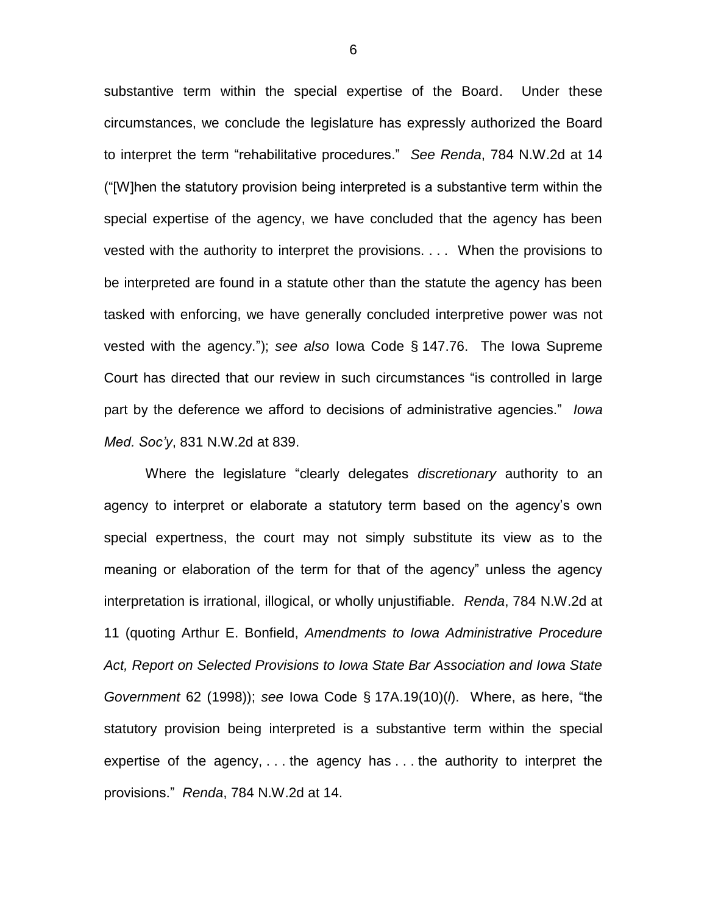substantive term within the special expertise of the Board. Under these circumstances, we conclude the legislature has expressly authorized the Board to interpret the term "rehabilitative procedures." *See Renda*, 784 N.W.2d at 14 ("[W]hen the statutory provision being interpreted is a substantive term within the special expertise of the agency, we have concluded that the agency has been vested with the authority to interpret the provisions. . . . When the provisions to be interpreted are found in a statute other than the statute the agency has been tasked with enforcing, we have generally concluded interpretive power was not vested with the agency."); *see also* Iowa Code § 147.76. The Iowa Supreme Court has directed that our review in such circumstances "is controlled in large part by the deference we afford to decisions of administrative agencies." *Iowa Med. Soc'y*, 831 N.W.2d at 839.

Where the legislature "clearly delegates *discretionary* authority to an agency to interpret or elaborate a statutory term based on the agency's own special expertness, the court may not simply substitute its view as to the meaning or elaboration of the term for that of the agency" unless the agency interpretation is irrational, illogical, or wholly unjustifiable. *Renda*, 784 N.W.2d at 11 (quoting Arthur E. Bonfield, *Amendments to Iowa Administrative Procedure Act, Report on Selected Provisions to Iowa State Bar Association and Iowa State Government* 62 (1998)); *see* Iowa Code § 17A.19(10)(*l*). Where, as here, "the statutory provision being interpreted is a substantive term within the special expertise of the agency, . . . the agency has . . . the authority to interpret the provisions." *Renda*, 784 N.W.2d at 14.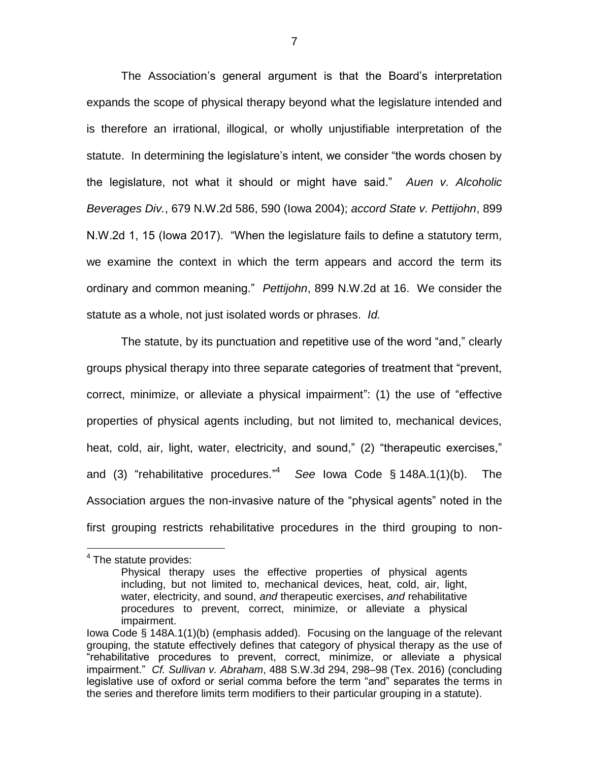The Association's general argument is that the Board's interpretation expands the scope of physical therapy beyond what the legislature intended and is therefore an irrational, illogical, or wholly unjustifiable interpretation of the statute. In determining the legislature's intent, we consider "the words chosen by the legislature, not what it should or might have said." *Auen v. Alcoholic Beverages Div.*, 679 N.W.2d 586, 590 (Iowa 2004); *accord State v. Pettijohn*, 899 N.W.2d 1, 15 (Iowa 2017). "When the legislature fails to define a statutory term, we examine the context in which the term appears and accord the term its ordinary and common meaning." *Pettijohn*, 899 N.W.2d at 16. We consider the statute as a whole, not just isolated words or phrases. *Id.*

The statute, by its punctuation and repetitive use of the word "and," clearly groups physical therapy into three separate categories of treatment that "prevent, correct, minimize, or alleviate a physical impairment": (1) the use of "effective properties of physical agents including, but not limited to, mechanical devices, heat, cold, air, light, water, electricity, and sound," (2) "therapeutic exercises," and (3) "rehabilitative procedures."[4] *See* Iowa Code § 148A.1(1)(b). The Association argues the non-invasive nature of the "physical agents" noted in the first grouping restricts rehabilitative procedures in the third grouping to non-

---

[4] The statute provides:

> Physical therapy uses the effective properties of physical agents including, but not limited to, mechanical devices, heat, cold, air, light, water, electricity, and sound, *and* therapeutic exercises, *and* rehabilitative procedures to prevent, correct, minimize, or alleviate a physical impairment.

Iowa Code § 148A.1(1)(b) (emphasis added). Focusing on the language of the relevant grouping, the statute effectively defines that category of physical therapy as the use of "rehabilitative procedures to prevent, correct, minimize, or alleviate a physical impairment." *Cf. Sullivan v. Abraham*, 488 S.W.3d 294, 298–98 (Tex. 2016) (concluding legislative use of oxford or serial comma before the term "and" separates the terms in the series and therefore limits term modifiers to their particular grouping in a statute).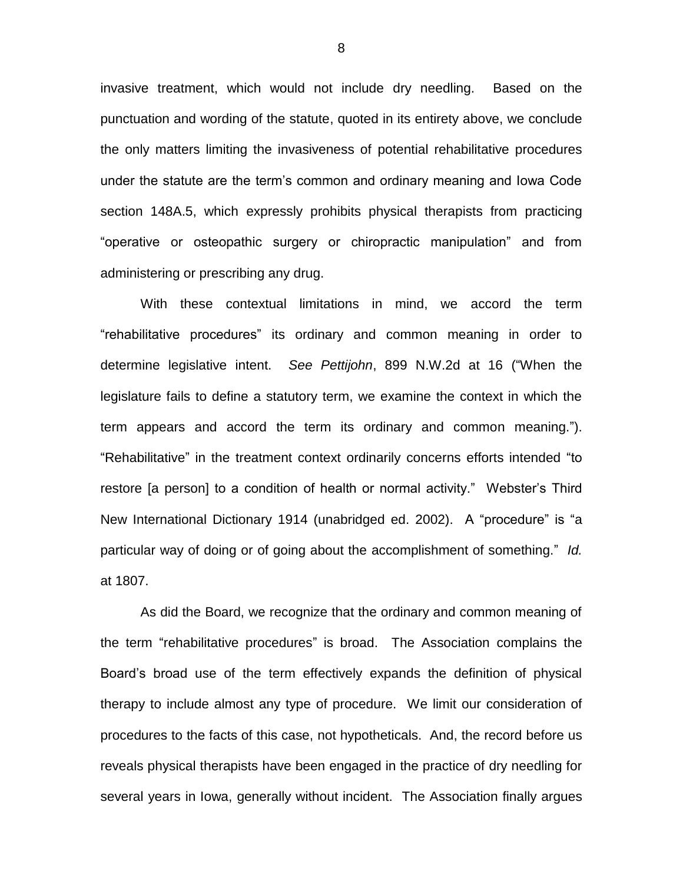invasive treatment, which would not include dry needling. Based on the punctuation and wording of the statute, quoted in its entirety above, we conclude the only matters limiting the invasiveness of potential rehabilitative procedures under the statute are the term's common and ordinary meaning and Iowa Code section 148A.5, which expressly prohibits physical therapists from practicing "operative or osteopathic surgery or chiropractic manipulation" and from administering or prescribing any drug.

With these contextual limitations in mind, we accord the term "rehabilitative procedures" its ordinary and common meaning in order to determine legislative intent. *See Pettijohn*, 899 N.W.2d at 16 ("When the legislature fails to define a statutory term, we examine the context in which the term appears and accord the term its ordinary and common meaning."). "Rehabilitative" in the treatment context ordinarily concerns efforts intended "to restore [a person] to a condition of health or normal activity." Webster's Third New International Dictionary 1914 (unabridged ed. 2002). A "procedure" is "a particular way of doing or of going about the accomplishment of something." *Id.* at 1807.

As did the Board, we recognize that the ordinary and common meaning of the term "rehabilitative procedures" is broad. The Association complains the Board's broad use of the term effectively expands the definition of physical therapy to include almost any type of procedure. We limit our consideration of procedures to the facts of this case, not hypotheticals. And, the record before us reveals physical therapists have been engaged in the practice of dry needling for several years in Iowa, generally without incident. The Association finally argues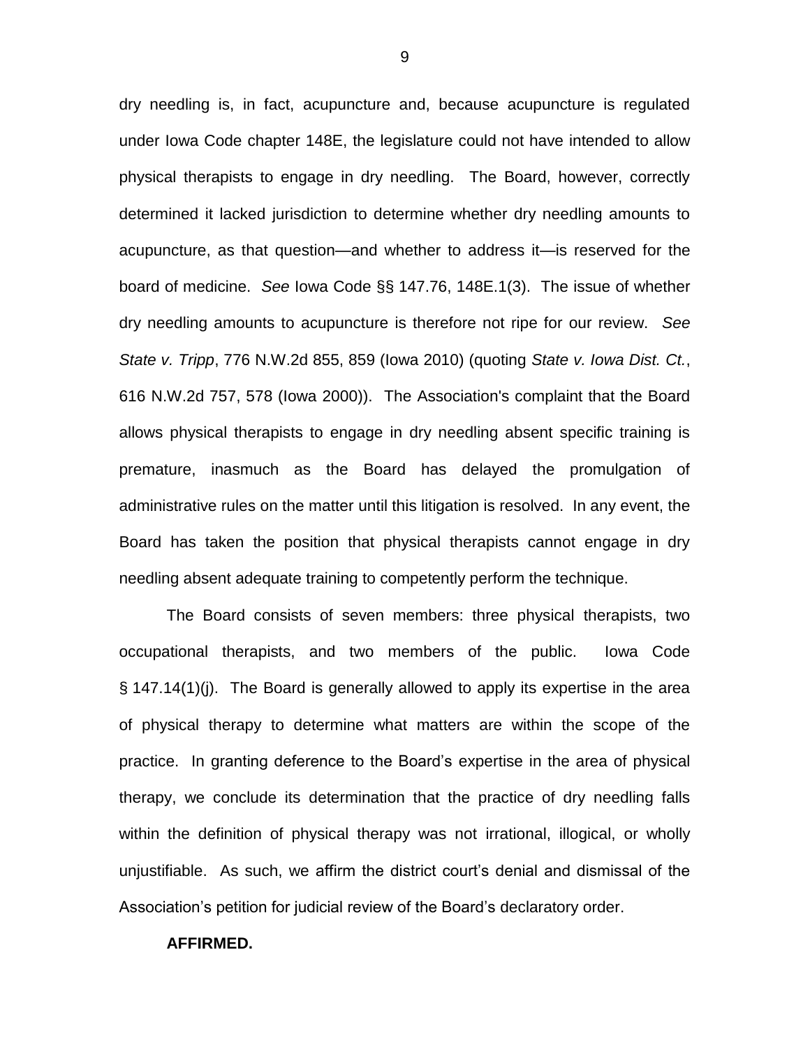dry needling is, in fact, acupuncture and, because acupuncture is regulated under Iowa Code chapter 148E, the legislature could not have intended to allow physical therapists to engage in dry needling. The Board, however, correctly determined it lacked jurisdiction to determine whether dry needling amounts to acupuncture, as that question—and whether to address it—is reserved for the board of medicine. *See* Iowa Code §§ 147.76, 148E.1(3). The issue of whether dry needling amounts to acupuncture is therefore not ripe for our review. *See State v. Tripp*, 776 N.W.2d 855, 859 (Iowa 2010) (quoting *State v. Iowa Dist. Ct.*, 616 N.W.2d 757, 578 (Iowa 2000)). The Association's complaint that the Board allows physical therapists to engage in dry needling absent specific training is premature, inasmuch as the Board has delayed the promulgation of administrative rules on the matter until this litigation is resolved. In any event, the Board has taken the position that physical therapists cannot engage in dry needling absent adequate training to competently perform the technique.

The Board consists of seven members: three physical therapists, two occupational therapists, and two members of the public. Iowa Code § 147.14(1)(j). The Board is generally allowed to apply its expertise in the area of physical therapy to determine what matters are within the scope of the practice. In granting deference to the Board's expertise in the area of physical therapy, we conclude its determination that the practice of dry needling falls within the definition of physical therapy was not irrational, illogical, or wholly unjustifiable. As such, we affirm the district court's denial and dismissal of the Association's petition for judicial review of the Board's declaratory order.

**AFFIRMED.**